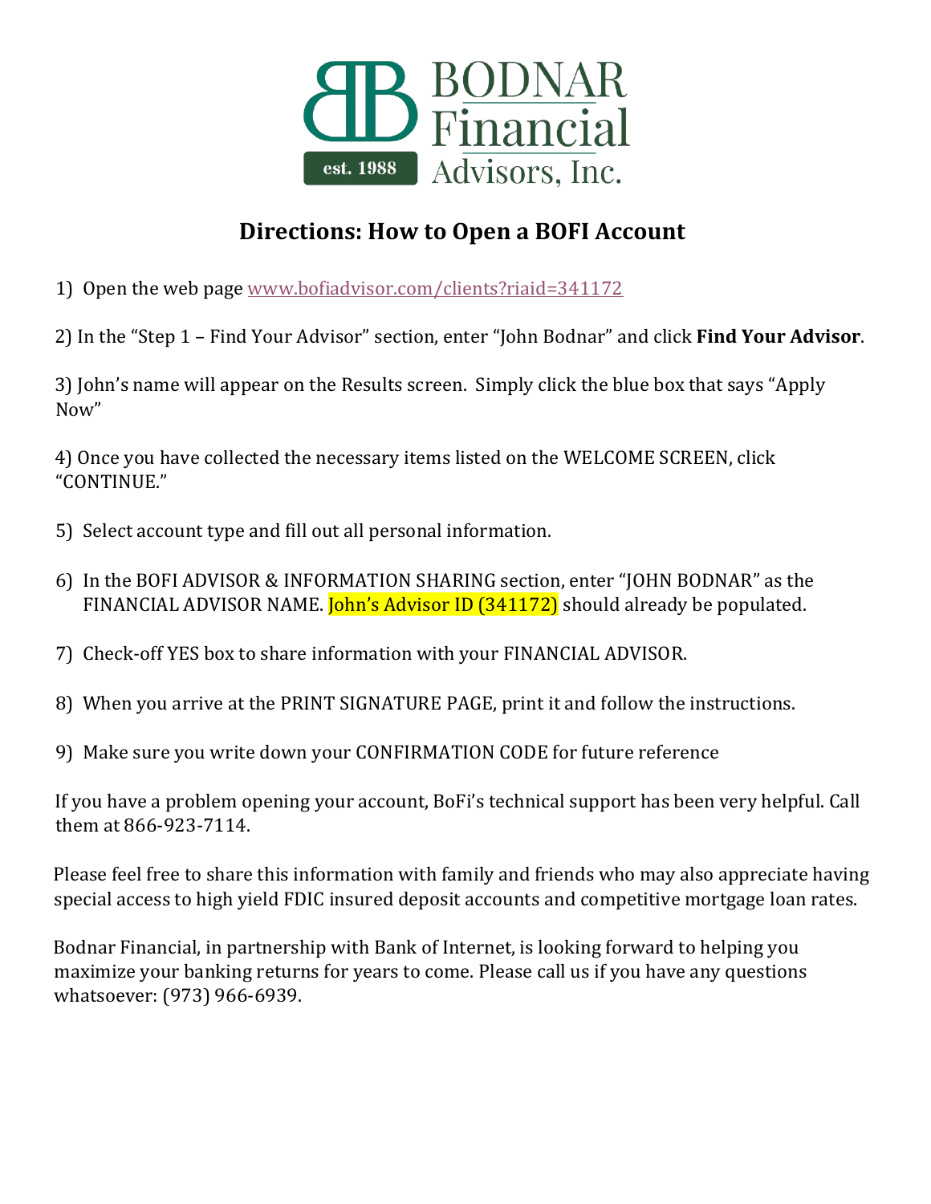BODNAR Financial Advisors, Inc.

est. 1988

## Directions: How to Open a BOFI Account

1) Open the web page [www.bofiadvisor.com/clients?riaid=341172](www.bofiadvisor.com/clients?riaid=341172)

2) In the "Step 1 – Find Your Advisor" section, enter "John Bodnar" and click **Find Your Advisor**.

3) John's name will appear on the Results screen. Simply click the blue box that says "Apply Now"

4) Once you have collected the necessary items listed on the WELCOME SCREEN, click "CONTINUE."

5) Select account type and fill out all personal information.

6) In the BOFI ADVISOR & INFORMATION SHARING section, enter "JOHN BODNAR" as the FINANCIAL ADVISOR NAME. John's Advisor ID (341172) should already be populated.

7) Check-off YES box to share information with your FINANCIAL ADVISOR.

8) When you arrive at the PRINT SIGNATURE PAGE, print it and follow the instructions.

9) Make sure you write down your CONFIRMATION CODE for future reference

If you have a problem opening your account, BoFi's technical support has been very helpful. Call them at 866-923-7114.

Please feel free to share this information with family and friends who may also appreciate having special access to high yield FDIC insured deposit accounts and competitive mortgage loan rates.

Bodnar Financial, in partnership with Bank of Internet, is looking forward to helping you maximize your banking returns for years to come. Please call us if you have any questions whatsoever: (973) 966-6939.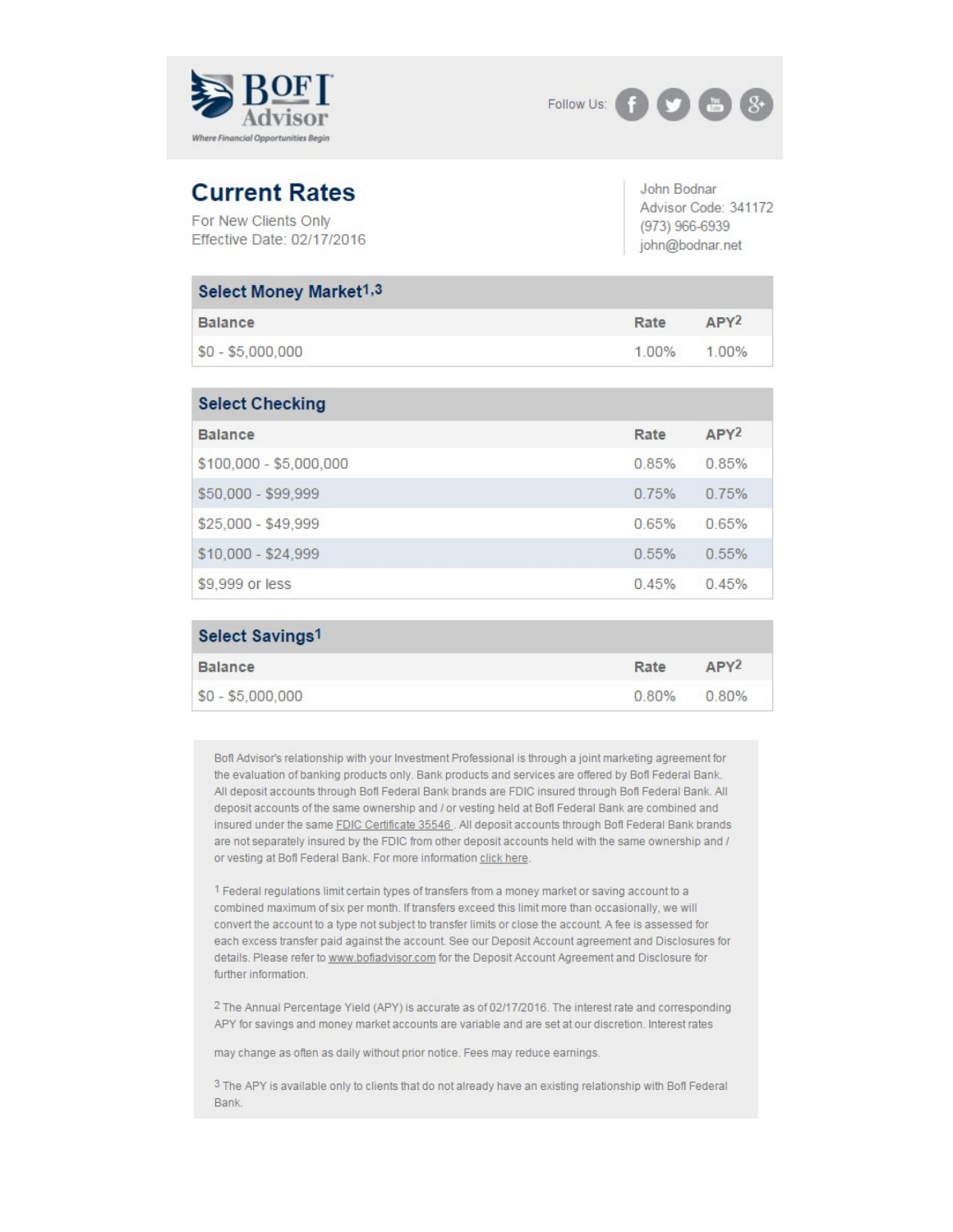BOFI Advisor

*Where Financial Opportunities Begin*

Follow Us:

## Current Rates

For New Clients Only
Effective Date: 02/17/2016

John Bodnar
Advisor Code: 341172
(973) 966-6939
john@bodnar.net

### Select Money Market[1,3]

| Balance | Rate | APY[2] |
|---|---|---|
| $0 - $5,000,000 | 1.00% | 1.00% |

### Select Checking

| Balance | Rate | APY[2] |
|---|---|---|
| $100,000 - $5,000,000 | 0.85% | 0.85% |
| $50,000 - $99,999 | 0.75% | 0.75% |
| $25,000 - $49,999 | 0.65% | 0.65% |
| $10,000 - $24,999 | 0.55% | 0.55% |
| $9,999 or less | 0.45% | 0.45% |

### Select Savings[1]

| Balance | Rate | APY[2] |
|---|---|---|
| $0 - $5,000,000 | 0.80% | 0.80% |

BofI Advisor's relationship with your Investment Professional is through a joint marketing agreement for the evaluation of banking products only. Bank products and services are offered by BofI Federal Bank. All deposit accounts through BofI Federal Bank brands are FDIC insured through BofI Federal Bank. All deposit accounts of the same ownership and / or vesting held at BofI Federal Bank are combined and insured under the same FDIC Certificate 35546 . All deposit accounts through BofI Federal Bank brands are not separately insured by the FDIC from other deposit accounts held with the same ownership and / or vesting at BofI Federal Bank. For more information click here.

[1] Federal regulations limit certain types of transfers from a money market or saving account to a combined maximum of six per month. If transfers exceed this limit more than occasionally, we will convert the account to a type not subject to transfer limits or close the account. A fee is assessed for each excess transfer paid against the account. See our Deposit Account agreement and Disclosures for details. Please refer to www.bofiadvisor.com for the Deposit Account Agreement and Disclosure for further information.

[2] The Annual Percentage Yield (APY) is accurate as of 02/17/2016. The interest rate and corresponding APY for savings and money market accounts are variable and are set at our discretion. Interest rates may change as often as daily without prior notice. Fees may reduce earnings.

[3] The APY is available only to clients that do not already have an existing relationship with BofI Federal Bank.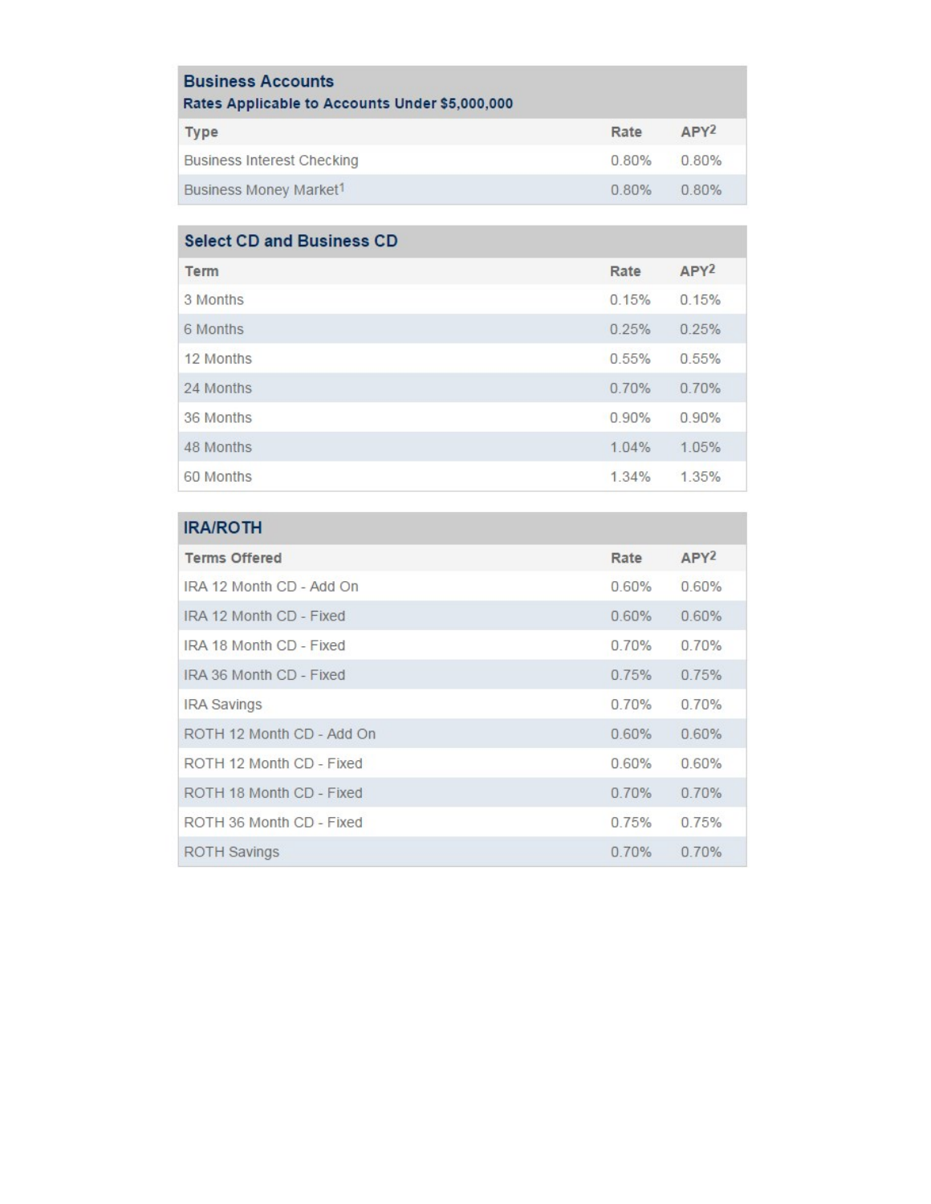## Business Accounts

**Rates Applicable to Accounts Under $5,000,000**

| Type | Rate | APY[2] |
|---|---|---|
| Business Interest Checking | 0.80% | 0.80% |
| Business Money Market[1] | 0.80% | 0.80% |

## Select CD and Business CD

| Term | Rate | APY[2] |
|---|---|---|
| 3 Months | 0.15% | 0.15% |
| 6 Months | 0.25% | 0.25% |
| 12 Months | 0.55% | 0.55% |
| 24 Months | 0.70% | 0.70% |
| 36 Months | 0.90% | 0.90% |
| 48 Months | 1.04% | 1.05% |
| 60 Months | 1.34% | 1.35% |

## IRA/ROTH

| Terms Offered | Rate | APY[2] |
|---|---|---|
| IRA 12 Month CD - Add On | 0.60% | 0.60% |
| IRA 12 Month CD - Fixed | 0.60% | 0.60% |
| IRA 18 Month CD - Fixed | 0.70% | 0.70% |
| IRA 36 Month CD - Fixed | 0.75% | 0.75% |
| IRA Savings | 0.70% | 0.70% |
| ROTH 12 Month CD - Add On | 0.60% | 0.60% |
| ROTH 12 Month CD - Fixed | 0.60% | 0.60% |
| ROTH 18 Month CD - Fixed | 0.70% | 0.70% |
| ROTH 36 Month CD - Fixed | 0.75% | 0.75% |
| ROTH Savings | 0.70% | 0.70% |